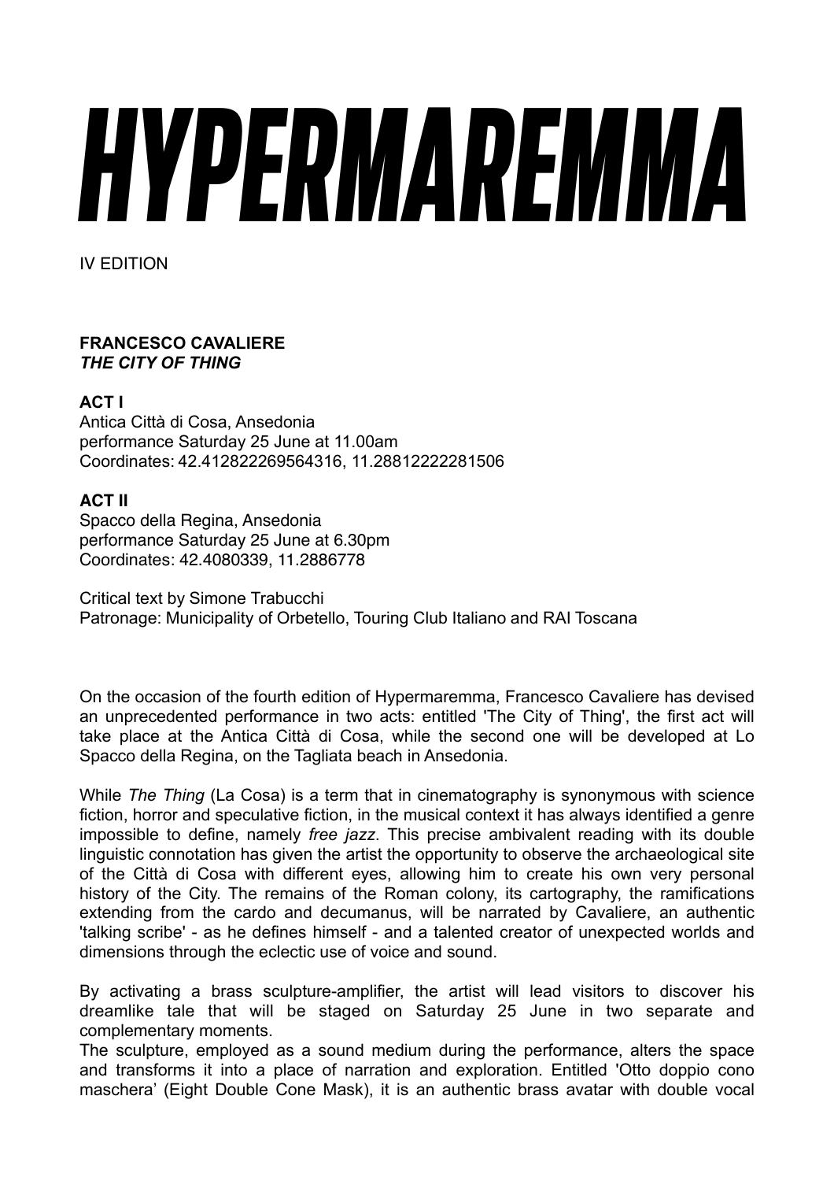# HYPERMAREMMA

IV EDITION

**FRANCESCO CAVALIERE**
***THE CITY OF THING***

**ACT I**
Antica Città di Cosa, Ansedonia
performance Saturday 25 June at 11.00am
Coordinates: 42.412822269564316, 11.28812222281506

**ACT II**
Spacco della Regina, Ansedonia
performance Saturday 25 June at 6.30pm
Coordinates: 42.4080339, 11.2886778

Critical text by Simone Trabucchi
Patronage: Municipality of Orbetello, Touring Club Italiano and RAI Toscana

On the occasion of the fourth edition of Hypermaremma, Francesco Cavaliere has devised an unprecedented performance in two acts: entitled 'The City of Thing', the first act will take place at the Antica Città di Cosa, while the second one will be developed at Lo Spacco della Regina, on the Tagliata beach in Ansedonia.

While *The Thing* (La Cosa) is a term that in cinematography is synonymous with science fiction, horror and speculative fiction, in the musical context it has always identified a genre impossible to define, namely *free jazz*. This precise ambivalent reading with its double linguistic connotation has given the artist the opportunity to observe the archaeological site of the Città di Cosa with different eyes, allowing him to create his own very personal history of the City. The remains of the Roman colony, its cartography, the ramifications extending from the cardo and decumanus, will be narrated by Cavaliere, an authentic 'talking scribe' - as he defines himself - and a talented creator of unexpected worlds and dimensions through the eclectic use of voice and sound.

By activating a brass sculpture-amplifier, the artist will lead visitors to discover his dreamlike tale that will be staged on Saturday 25 June in two separate and complementary moments.
The sculpture, employed as a sound medium during the performance, alters the space and transforms it into a place of narration and exploration. Entitled 'Otto doppio cono maschera' (Eight Double Cone Mask), it is an authentic brass avatar with double vocal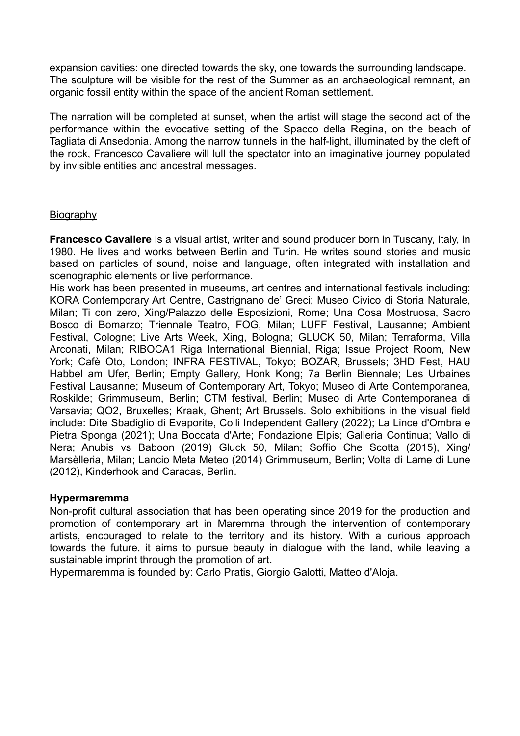expansion cavities: one directed towards the sky, one towards the surrounding landscape. The sculpture will be visible for the rest of the Summer as an archaeological remnant, an organic fossil entity within the space of the ancient Roman settlement.

The narration will be completed at sunset, when the artist will stage the second act of the performance within the evocative setting of the Spacco della Regina, on the beach of Tagliata di Ansedonia. Among the narrow tunnels in the half-light, illuminated by the cleft of the rock, Francesco Cavaliere will lull the spectator into an imaginative journey populated by invisible entities and ancestral messages.

## Biography

**Francesco Cavaliere** is a visual artist, writer and sound producer born in Tuscany, Italy, in 1980. He lives and works between Berlin and Turin. He writes sound stories and music based on particles of sound, noise and language, often integrated with installation and scenographic elements or live performance.
His work has been presented in museums, art centres and international festivals including: KORA Contemporary Art Centre, Castrignano de' Greci; Museo Civico di Storia Naturale, Milan; Ti con zero, Xing/Palazzo delle Esposizioni, Rome; Una Cosa Mostruosa, Sacro Bosco di Bomarzo; Triennale Teatro, FOG, Milan; LUFF Festival, Lausanne; Ambient Festival, Cologne; Live Arts Week, Xing, Bologna; GLUCK 50, Milan; Terraforma, Villa Arconati, Milan; RIBOCA1 Riga International Biennial, Riga; Issue Project Room, New York; Cafè Oto, London; INFRA FESTIVAL, Tokyo; BOZAR, Brussels; 3HD Fest, HAU Habbel am Ufer, Berlin; Empty Gallery, Honk Kong; 7a Berlin Biennale; Les Urbaines Festival Lausanne; Museum of Contemporary Art, Tokyo; Museo di Arte Contemporanea, Roskilde; Grimmuseum, Berlin; CTM festival, Berlin; Museo di Arte Contemporanea di Varsavia; QO2, Bruxelles; Kraak, Ghent; Art Brussels. Solo exhibitions in the visual field include: Dite Sbadiglio di Evaporite, Colli Independent Gallery (2022); La Lince d'Ombra e Pietra Sponga (2021); Una Boccata d'Arte; Fondazione Elpis; Galleria Continua; Vallo di Nera; Anubis vs Baboon (2019) Gluck 50, Milan; Soffio Che Scotta (2015), Xing/ Marsèlleria, Milan; Lancio Meta Meteo (2014) Grimmuseum, Berlin; Volta di Lame di Lune (2012), Kinderhook and Caracas, Berlin.

**Hypermaremma**

Non-profit cultural association that has been operating since 2019 for the production and promotion of contemporary art in Maremma through the intervention of contemporary artists, encouraged to relate to the territory and its history. With a curious approach towards the future, it aims to pursue beauty in dialogue with the land, while leaving a sustainable imprint through the promotion of art.
Hypermaremma is founded by: Carlo Pratis, Giorgio Galotti, Matteo d'Aloja.